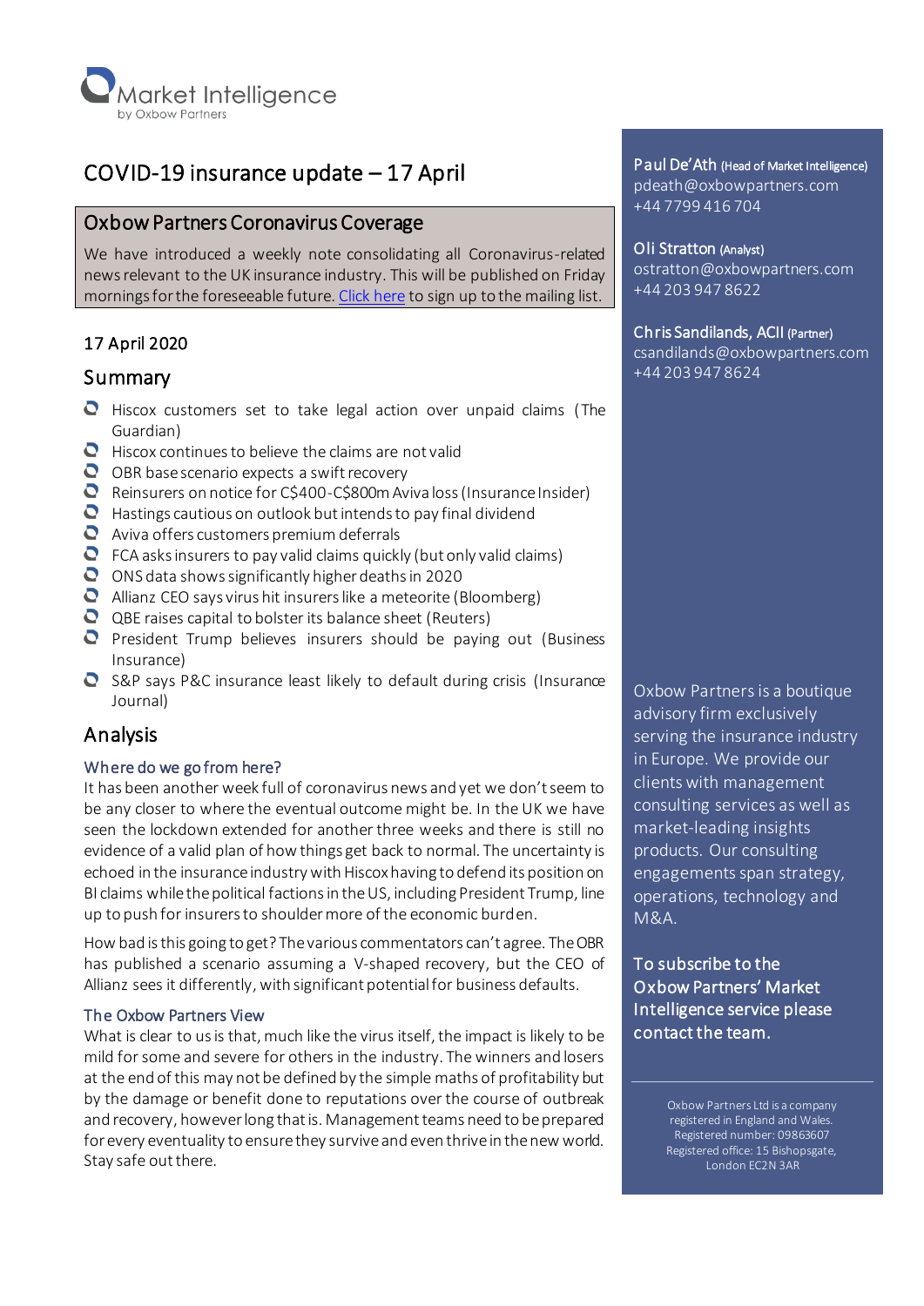Market Intelligence
by Oxbow Partners

# COVID-19 insurance update – 17 April

## Oxbow Partners Coronavirus Coverage

We have introduced a weekly note consolidating all Coronavirus-related news relevant to the UK insurance industry. This will be published on Friday mornings for the foreseeable future. Click here to sign up to the mailing list.

### 17 April 2020

## Summary

- Hiscox customers set to take legal action over unpaid claims (The Guardian)
- Hiscox continues to believe the claims are not valid
- OBR base scenario expects a swift recovery
- Reinsurers on notice for C$400-C$800m Aviva loss (Insurance Insider)
- Hastings cautious on outlook but intends to pay final dividend
- Aviva offers customers premium deferrals
- FCA asks insurers to pay valid claims quickly (but only valid claims)
- ONS data shows significantly higher deaths in 2020
- Allianz CEO says virus hit insurers like a meteorite (Bloomberg)
- QBE raises capital to bolster its balance sheet (Reuters)
- President Trump believes insurers should be paying out (Business Insurance)
- S&P says P&C insurance least likely to default during crisis (Insurance Journal)

## Analysis

### Where do we go from here?

It has been another week full of coronavirus news and yet we don't seem to be any closer to where the eventual outcome might be. In the UK we have seen the lockdown extended for another three weeks and there is still no evidence of a valid plan of how things get back to normal. The uncertainty is echoed in the insurance industry with Hiscox having to defend its position on BI claims while the political factions in the US, including President Trump, line up to push for insurers to shoulder more of the economic burden.

How bad is this going to get? The various commentators can't agree. The OBR has published a scenario assuming a V-shaped recovery, but the CEO of Allianz sees it differently, with significant potential for business defaults.

### The Oxbow Partners View

What is clear to us is that, much like the virus itself, the impact is likely to be mild for some and severe for others in the industry. The winners and losers at the end of this may not be defined by the simple maths of profitability but by the damage or benefit done to reputations over the course of outbreak and recovery, however long that is. Management teams need to be prepared for every eventuality to ensure they survive and even thrive in the new world. Stay safe out there.

---

**Paul De'Ath** (Head of Market Intelligence)
pdeath@oxbowpartners.com
+44 7799 416 704

**Oli Stratton** (Analyst)
ostratton@oxbowpartners.com
+44 203 947 8622

**Chris Sandilands, ACII** (Partner)
csandilands@oxbowpartners.com
+44 203 947 8624

Oxbow Partners is a boutique advisory firm exclusively serving the insurance industry in Europe. We provide our clients with management consulting services as well as market-leading insights products. Our consulting engagements span strategy, operations, technology and M&A.

**To subscribe to the Oxbow Partners' Market Intelligence service please contact the team.**

Oxbow Partners Ltd is a company registered in England and Wales. Registered number: 09863607 Registered office: 15 Bishopsgate, London EC2N 3AR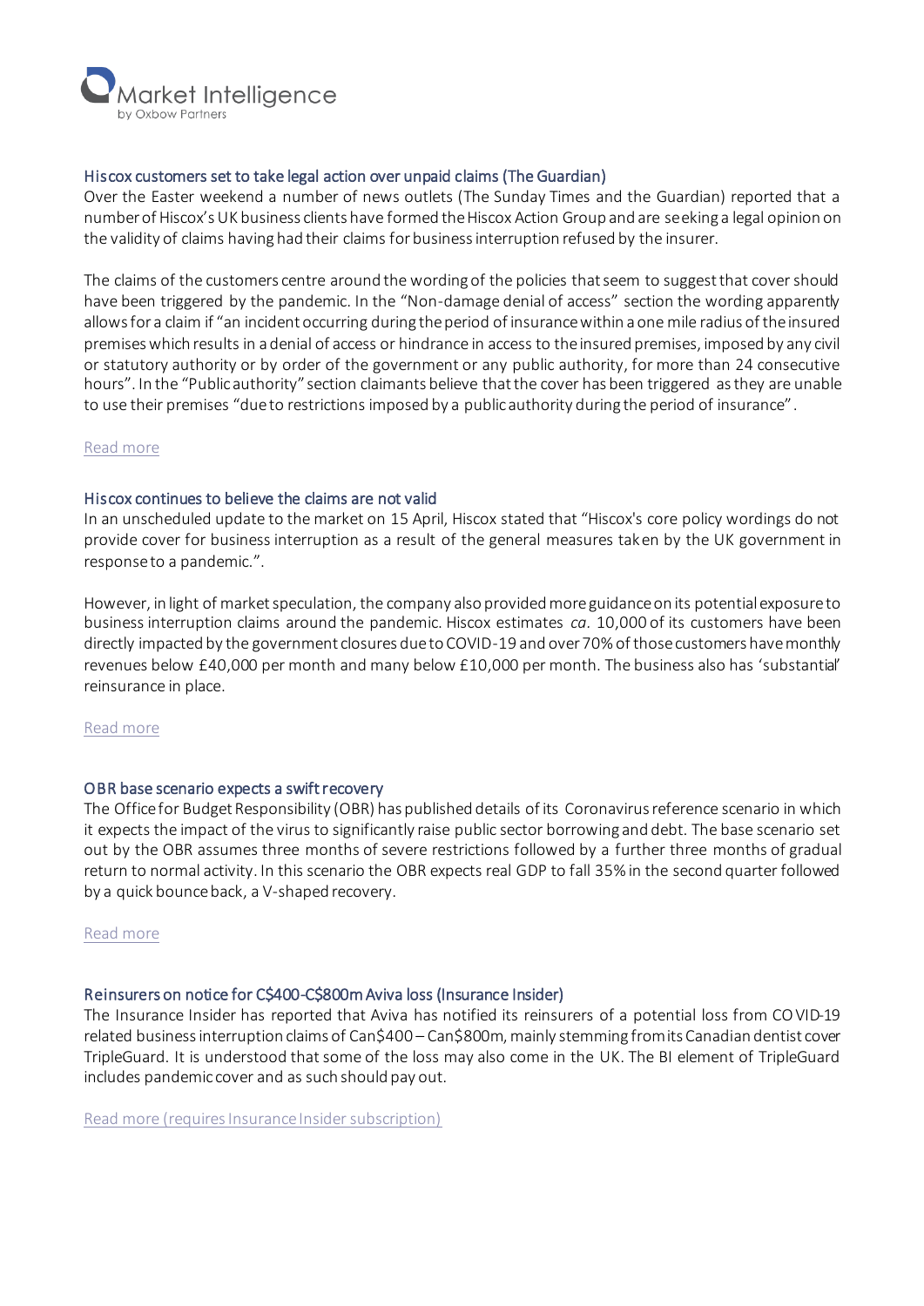### Hiscox customers set to take legal action over unpaid claims (The Guardian)

Over the Easter weekend a number of news outlets (The Sunday Times and the Guardian) reported that a number of Hiscox's UK business clients have formed the Hiscox Action Group and are seeking a legal opinion on the validity of claims having had their claims for business interruption refused by the insurer.

The claims of the customers centre around the wording of the policies that seem to suggest that cover should have been triggered by the pandemic. In the "Non-damage denial of access" section the wording apparently allows for a claim if "an incident occurring during the period of insurance within a one mile radius of the insured premises which results in a denial of access or hindrance in access to the insured premises, imposed by any civil or statutory authority or by order of the government or any public authority, for more than 24 consecutive hours". In the "Public authority" section claimants believe that the cover has been triggered as they are unable to use their premises "due to restrictions imposed by a public authority during the period of insurance".

Read more

### Hiscox continues to believe the claims are not valid

In an unscheduled update to the market on 15 April, Hiscox stated that "Hiscox's core policy wordings do not provide cover for business interruption as a result of the general measures taken by the UK government in response to a pandemic.".

However, in light of market speculation, the company also provided more guidance on its potential exposure to business interruption claims around the pandemic. Hiscox estimates *ca.* 10,000 of its customers have been directly impacted by the government closures due to COVID-19 and over 70% of those customers have monthly revenues below £40,000 per month and many below £10,000 per month. The business also has 'substantial' reinsurance in place.

Read more

### OBR base scenario expects a swift recovery

The Office for Budget Responsibility (OBR) has published details of its Coronavirus reference scenario in which it expects the impact of the virus to significantly raise public sector borrowing and debt. The base scenario set out by the OBR assumes three months of severe restrictions followed by a further three months of gradual return to normal activity. In this scenario the OBR expects real GDP to fall 35% in the second quarter followed by a quick bounce back, a V-shaped recovery.

Read more

### Reinsurers on notice for C$400-C$800m Aviva loss (Insurance Insider)

The Insurance Insider has reported that Aviva has notified its reinsurers of a potential loss from COVID-19 related business interruption claims of Can$400 – Can$800m, mainly stemming from its Canadian dentist cover TripleGuard. It is understood that some of the loss may also come in the UK. The BI element of TripleGuard includes pandemic cover and as such should pay out.

Read more (requires Insurance Insider subscription)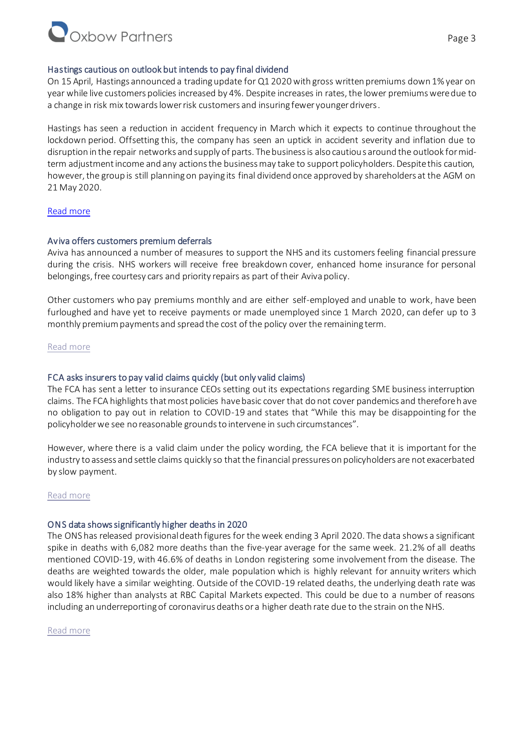### Hastings cautious on outlook but intends to pay final dividend

On 15 April, Hastings announced a trading update for Q1 2020 with gross written premiums down 1% year on year while live customers policies increased by 4%. Despite increases in rates, the lower premiums were due to a change in risk mix towards lower risk customers and insuring fewer younger drivers.

Hastings has seen a reduction in accident frequency in March which it expects to continue throughout the lockdown period. Offsetting this, the company has seen an uptick in accident severity and inflation due to disruption in the repair networks and supply of parts. The business is also cautious around the outlook for mid-term adjustment income and any actions the business may take to support policyholders. Despite this caution, however, the group is still planning on paying its final dividend once approved by shareholders at the AGM on 21 May 2020.

Read more

### Aviva offers customers premium deferrals

Aviva has announced a number of measures to support the NHS and its customers feeling financial pressure during the crisis. NHS workers will receive free breakdown cover, enhanced home insurance for personal belongings, free courtesy cars and priority repairs as part of their Aviva policy.

Other customers who pay premiums monthly and are either self-employed and unable to work, have been furloughed and have yet to receive payments or made unemployed since 1 March 2020, can defer up to 3 monthly premium payments and spread the cost of the policy over the remaining term.

Read more

### FCA asks insurers to pay valid claims quickly (but only valid claims)

The FCA has sent a letter to insurance CEOs setting out its expectations regarding SME business interruption claims. The FCA highlights that most policies have basic cover that do not cover pandemics and therefore have no obligation to pay out in relation to COVID-19 and states that "While this may be disappointing for the policyholder we see no reasonable grounds to intervene in such circumstances".

However, where there is a valid claim under the policy wording, the FCA believe that it is important for the industry to assess and settle claims quickly so that the financial pressures on policyholders are not exacerbated by slow payment.

Read more

### ONS data shows significantly higher deaths in 2020

The ONS has released provisional death figures for the week ending 3 April 2020. The data shows a significant spike in deaths with 6,082 more deaths than the five-year average for the same week. 21.2% of all deaths mentioned COVID-19, with 46.6% of deaths in London registering some involvement from the disease. The deaths are weighted towards the older, male population which is highly relevant for annuity writers which would likely have a similar weighting. Outside of the COVID-19 related deaths, the underlying death rate was also 18% higher than analysts at RBC Capital Markets expected. This could be due to a number of reasons including an underreporting of coronavirus deaths or a higher death rate due to the strain on the NHS.

Read more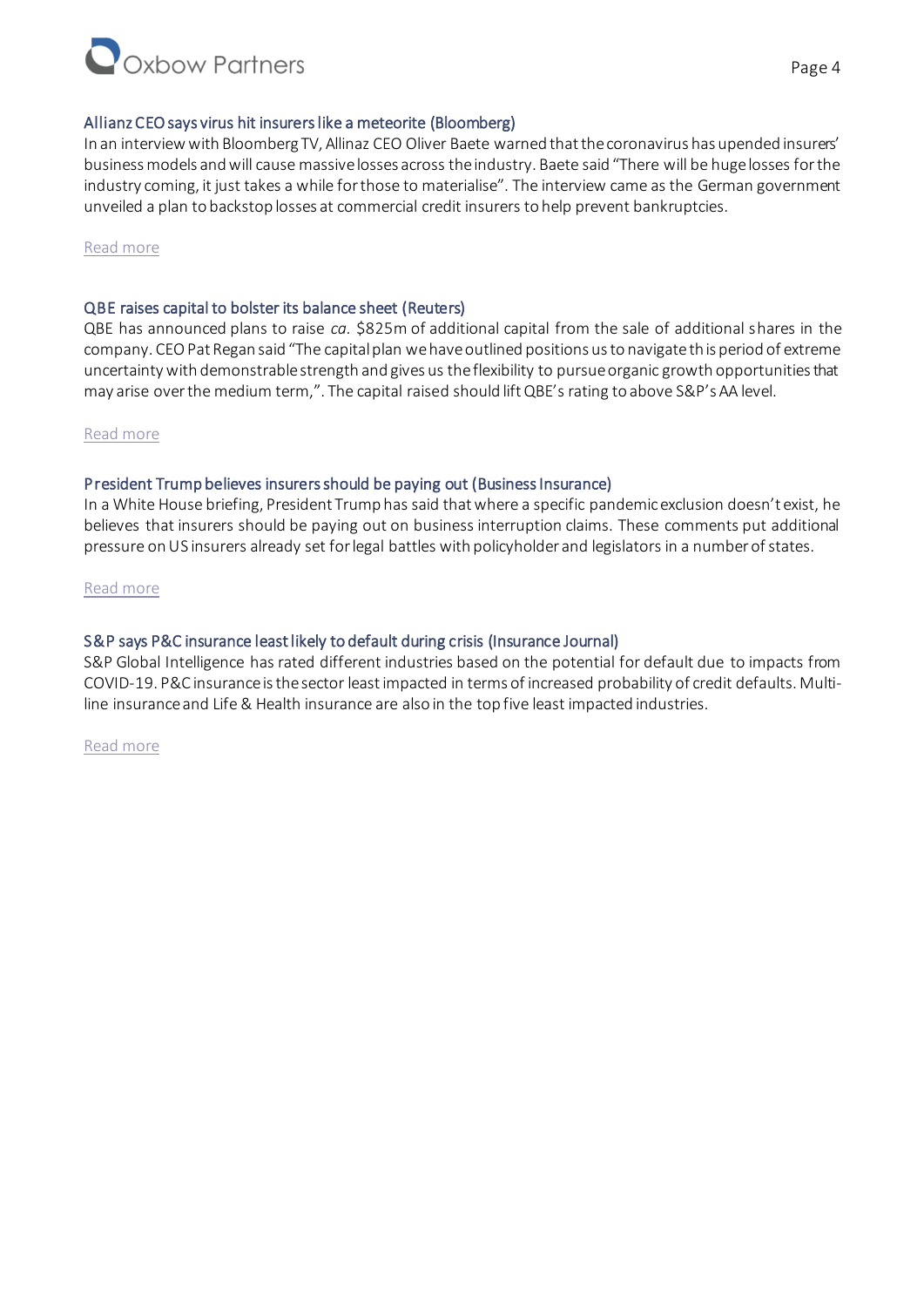### Allianz CEO says virus hit insurers like a meteorite (Bloomberg)

In an interview with Bloomberg TV, Allinaz CEO Oliver Baete warned that the coronavirus has upended insurers' business models and will cause massive losses across the industry. Baete said "There will be huge losses for the industry coming, it just takes a while for those to materialise". The interview came as the German government unveiled a plan to backstop losses at commercial credit insurers to help prevent bankruptcies.

Read more

### QBE raises capital to bolster its balance sheet (Reuters)

QBE has announced plans to raise *ca.* \$825m of additional capital from the sale of additional shares in the company. CEO Pat Regan said "The capital plan we have outlined positions us to navigate this period of extreme uncertainty with demonstrable strength and gives us the flexibility to pursue organic growth opportunities that may arise over the medium term,". The capital raised should lift QBE's rating to above S&P's AA level.

Read more

### President Trump believes insurers should be paying out (Business Insurance)

In a White House briefing, President Trump has said that where a specific pandemic exclusion doesn't exist, he believes that insurers should be paying out on business interruption claims. These comments put additional pressure on US insurers already set for legal battles with policyholder and legislators in a number of states.

Read more

### S&P says P&C insurance least likely to default during crisis (Insurance Journal)

S&P Global Intelligence has rated different industries based on the potential for default due to impacts from COVID-19. P&C insurance is the sector least impacted in terms of increased probability of credit defaults. Multi-line insurance and Life & Health insurance are also in the top five least impacted industries.

Read more